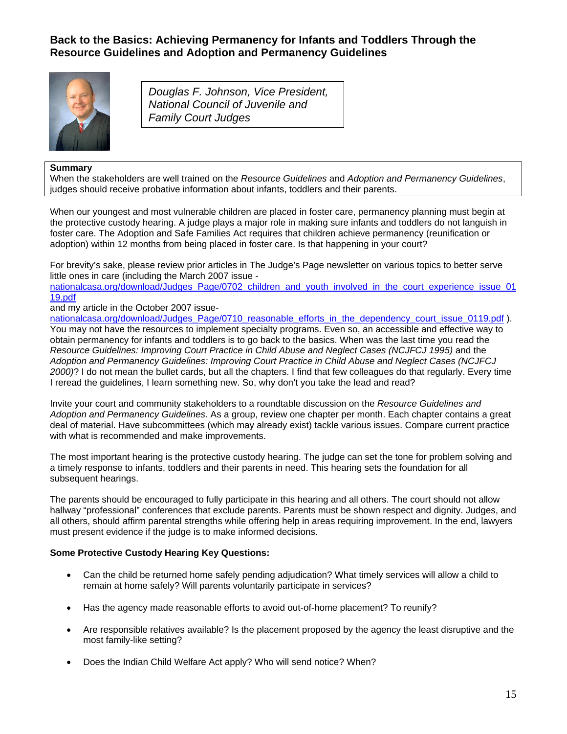## Back to the Basics: Achieving Permanency for Infants and Toddlers Through the Resource Guidelines and Adoption and Permanency Guidelines

*Douglas F. Johnson, Vice President, National Council of Juvenile and Family Court Judges*

**Summary**
When the stakeholders are well trained on the *Resource Guidelines* and *Adoption and Permanency Guidelines*, judges should receive probative information about infants, toddlers and their parents.

When our youngest and most vulnerable children are placed in foster care, permanency planning must begin at the protective custody hearing. A judge plays a major role in making sure infants and toddlers do not languish in foster care. The Adoption and Safe Families Act requires that children achieve permanency (reunification or adoption) within 12 months from being placed in foster care. Is that happening in your court?

For brevity's sake, please review prior articles in The Judge's Page newsletter on various topics to better serve little ones in care (including the March 2007 issue - nationalcasa.org/download/Judges_Page/0702_children_and_youth_involved_in_the_court_experience_issue_0119.pdf
and my article in the October 2007 issue-
nationalcasa.org/download/Judges_Page/0710_reasonable_efforts_in_the_dependency_court_issue_0119.pdf ). You may not have the resources to implement specialty programs. Even so, an accessible and effective way to obtain permanency for infants and toddlers is to go back to the basics. When was the last time you read the *Resource Guidelines: Improving Court Practice in Child Abuse and Neglect Cases (NCJFCJ 1995)* and the *Adoption and Permanency Guidelines: Improving Court Practice in Child Abuse and Neglect Cases (NCJFCJ 2000)*? I do not mean the bullet cards, but all the chapters. I find that few colleagues do that regularly. Every time I reread the guidelines, I learn something new. So, why don't you take the lead and read?

Invite your court and community stakeholders to a roundtable discussion on the *Resource Guidelines and Adoption and Permanency Guidelines*. As a group, review one chapter per month. Each chapter contains a great deal of material. Have subcommittees (which may already exist) tackle various issues. Compare current practice with what is recommended and make improvements.

The most important hearing is the protective custody hearing. The judge can set the tone for problem solving and a timely response to infants, toddlers and their parents in need. This hearing sets the foundation for all subsequent hearings.

The parents should be encouraged to fully participate in this hearing and all others. The court should not allow hallway "professional" conferences that exclude parents. Parents must be shown respect and dignity. Judges, and all others, should affirm parental strengths while offering help in areas requiring improvement. In the end, lawyers must present evidence if the judge is to make informed decisions.

**Some Protective Custody Hearing Key Questions:**

- Can the child be returned home safely pending adjudication? What timely services will allow a child to remain at home safely? Will parents voluntarily participate in services?
- Has the agency made reasonable efforts to avoid out-of-home placement? To reunify?
- Are responsible relatives available? Is the placement proposed by the agency the least disruptive and the most family-like setting?
- Does the Indian Child Welfare Act apply? Who will send notice? When?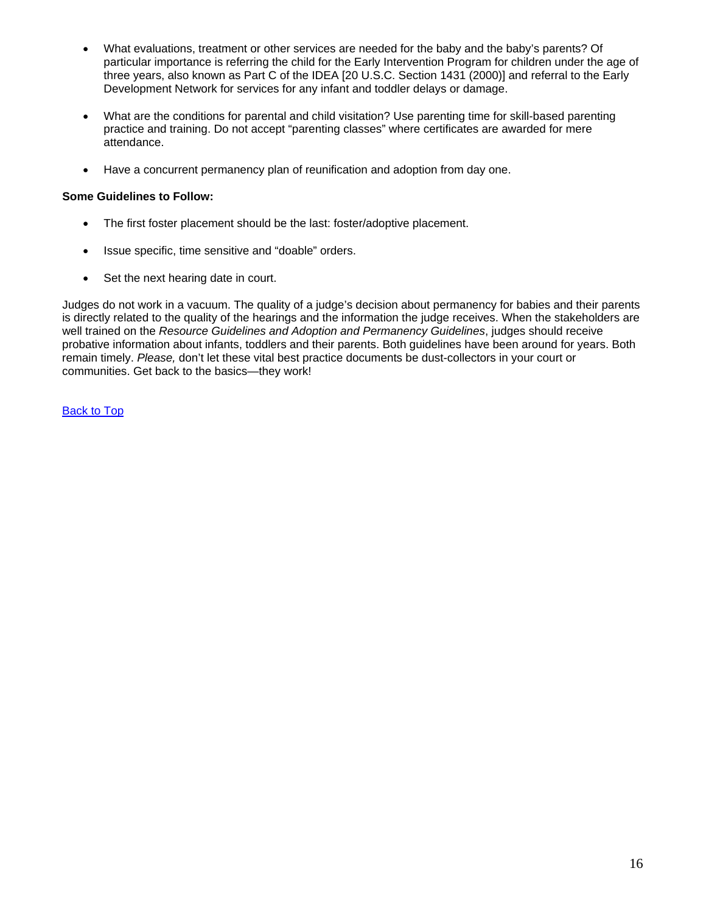- What evaluations, treatment or other services are needed for the baby and the baby's parents? Of particular importance is referring the child for the Early Intervention Program for children under the age of three years, also known as Part C of the IDEA [20 U.S.C. Section 1431 (2000)] and referral to the Early Development Network for services for any infant and toddler delays or damage.

- What are the conditions for parental and child visitation? Use parenting time for skill-based parenting practice and training. Do not accept "parenting classes" where certificates are awarded for mere attendance.

- Have a concurrent permanency plan of reunification and adoption from day one.

**Some Guidelines to Follow:**

- The first foster placement should be the last: foster/adoptive placement.

- Issue specific, time sensitive and "doable" orders.

- Set the next hearing date in court.

Judges do not work in a vacuum. The quality of a judge's decision about permanency for babies and their parents is directly related to the quality of the hearings and the information the judge receives. When the stakeholders are well trained on the *Resource Guidelines and Adoption and Permanency Guidelines*, judges should receive probative information about infants, toddlers and their parents. Both guidelines have been around for years. Both remain timely. *Please,* don't let these vital best practice documents be dust-collectors in your court or communities. Get back to the basics—they work!

Back to Top